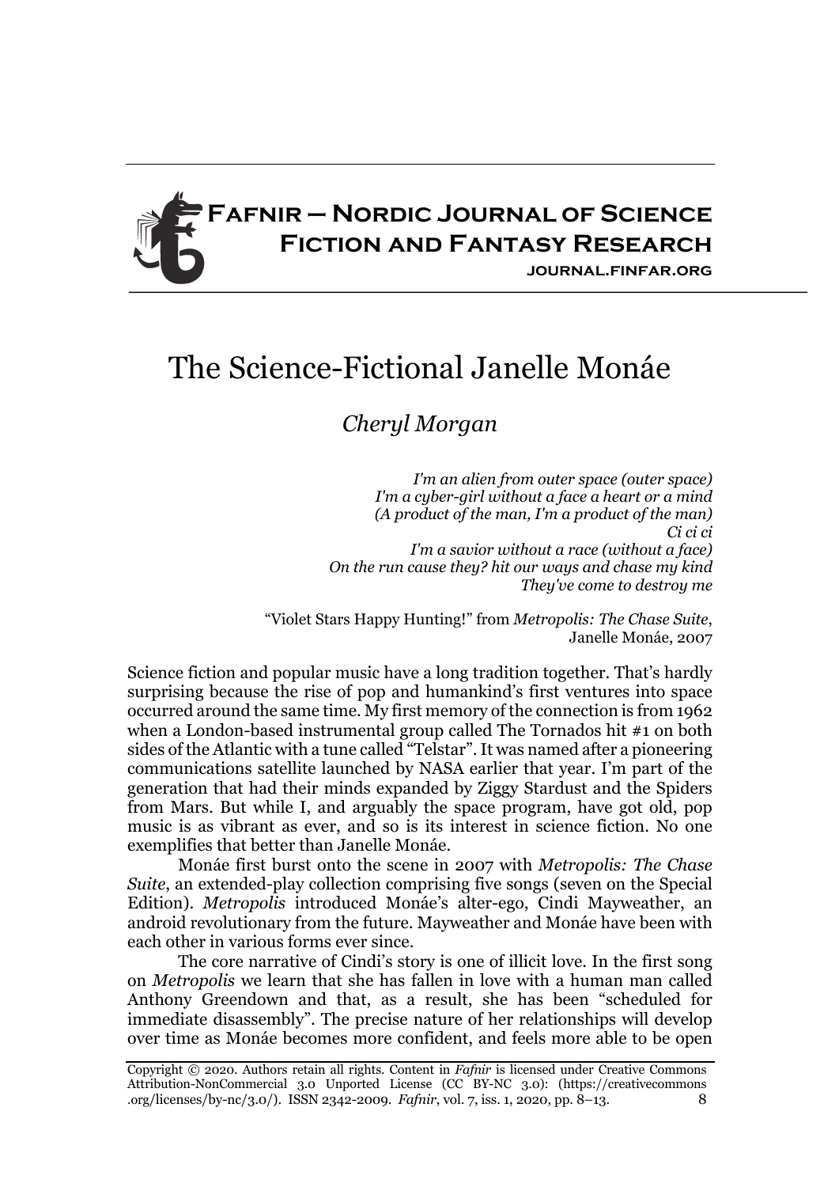# The Science-Fictional Janelle Monáe

*Cheryl Morgan*

> *I'm an alien from outer space (outer space)*
> *I'm a cyber-girl without a face a heart or a mind*
> *(A product of the man, I'm a product of the man)*
> *Ci ci ci*
> *I'm a savior without a race (without a face)*
> *On the run cause they? hit our ways and chase my kind*
> *They've come to destroy me*
>
> "Violet Stars Happy Hunting!" from *Metropolis: The Chase Suite*, Janelle Monáe, 2007

Science fiction and popular music have a long tradition together. That's hardly surprising because the rise of pop and humankind's first ventures into space occurred around the same time. My first memory of the connection is from 1962 when a London-based instrumental group called The Tornados hit #1 on both sides of the Atlantic with a tune called "Telstar". It was named after a pioneering communications satellite launched by NASA earlier that year. I'm part of the generation that had their minds expanded by Ziggy Stardust and the Spiders from Mars. But while I, and arguably the space program, have got old, pop music is as vibrant as ever, and so is its interest in science fiction. No one exemplifies that better than Janelle Monáe.

Monáe first burst onto the scene in 2007 with *Metropolis: The Chase Suite*, an extended-play collection comprising five songs (seven on the Special Edition). *Metropolis* introduced Monáe's alter-ego, Cindi Mayweather, an android revolutionary from the future. Mayweather and Monáe have been with each other in various forms ever since.

The core narrative of Cindi's story is one of illicit love. In the first song on *Metropolis* we learn that she has fallen in love with a human man called Anthony Greendown and that, as a result, she has been "scheduled for immediate disassembly". The precise nature of her relationships will develop over time as Monáe becomes more confident, and feels more able to be open

Copyright © 2020. Authors retain all rights. Content in *Fafnir* is licensed under Creative Commons Attribution-NonCommercial 3.0 Unported License (CC BY-NC 3.0): (https://creativecommons.org/licenses/by-nc/3.0/). ISSN 2342-2009.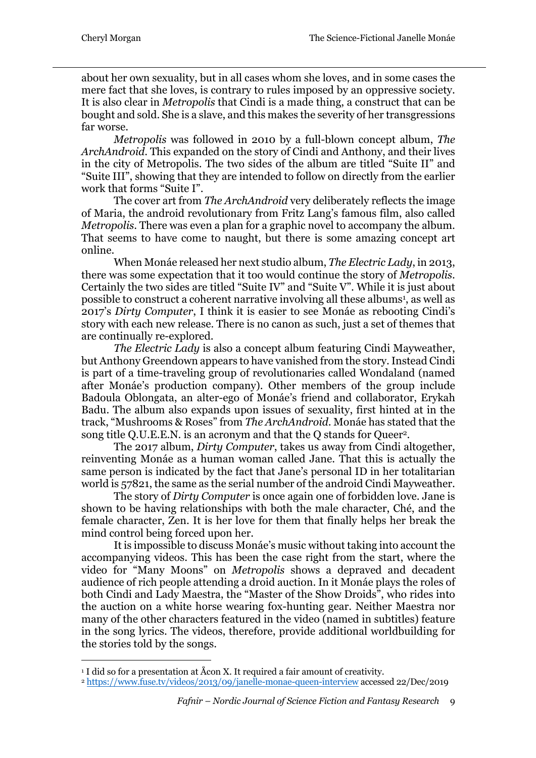about her own sexuality, but in all cases whom she loves, and in some cases the mere fact that she loves, is contrary to rules imposed by an oppressive society. It is also clear in *Metropolis* that Cindi is a made thing, a construct that can be bought and sold. She is a slave, and this makes the severity of her transgressions far worse.

*Metropolis* was followed in 2010 by a full-blown concept album, *The ArchAndroid*. This expanded on the story of Cindi and Anthony, and their lives in the city of Metropolis. The two sides of the album are titled "Suite II" and "Suite III", showing that they are intended to follow on directly from the earlier work that forms "Suite I".

The cover art from *The ArchAndroid* very deliberately reflects the image of Maria, the android revolutionary from Fritz Lang's famous film, also called *Metropolis*. There was even a plan for a graphic novel to accompany the album. That seems to have come to naught, but there is some amazing concept art online.

When Monáe released her next studio album, *The Electric Lady*, in 2013, there was some expectation that it too would continue the story of *Metropolis*. Certainly the two sides are titled "Suite IV" and "Suite V". While it is just about possible to construct a coherent narrative involving all these albums[1], as well as 2017's *Dirty Computer*, I think it is easier to see Monáe as rebooting Cindi's story with each new release. There is no canon as such, just a set of themes that are continually re-explored.

*The Electric Lady* is also a concept album featuring Cindi Mayweather, but Anthony Greendown appears to have vanished from the story. Instead Cindi is part of a time-traveling group of revolutionaries called Wondaland (named after Monáe's production company). Other members of the group include Badoula Oblongata, an alter-ego of Monáe's friend and collaborator, Erykah Badu. The album also expands upon issues of sexuality, first hinted at in the track, "Mushrooms & Roses" from *The ArchAndroid*. Monáe has stated that the song title Q.U.E.E.N. is an acronym and that the Q stands for Queer[2].

The 2017 album, *Dirty Computer*, takes us away from Cindi altogether, reinventing Monáe as a human woman called Jane. That this is actually the same person is indicated by the fact that Jane's personal ID in her totalitarian world is 57821, the same as the serial number of the android Cindi Mayweather.

The story of *Dirty Computer* is once again one of forbidden love. Jane is shown to be having relationships with both the male character, Ché, and the female character, Zen. It is her love for them that finally helps her break the mind control being forced upon her.

It is impossible to discuss Monáe's music without taking into account the accompanying videos. This has been the case right from the start, where the video for "Many Moons" on *Metropolis* shows a depraved and decadent audience of rich people attending a droid auction. In it Monáe plays the roles of both Cindi and Lady Maestra, the "Master of the Show Droids", who rides into the auction on a white horse wearing fox-hunting gear. Neither Maestra nor many of the other characters featured in the video (named in subtitles) feature in the song lyrics. The videos, therefore, provide additional worldbuilding for the stories told by the songs.

---

[1] I did so for a presentation at Åcon X. It required a fair amount of creativity.

[2] https://www.fuse.tv/videos/2013/09/janelle-monae-queen-interview accessed 22/Dec/2019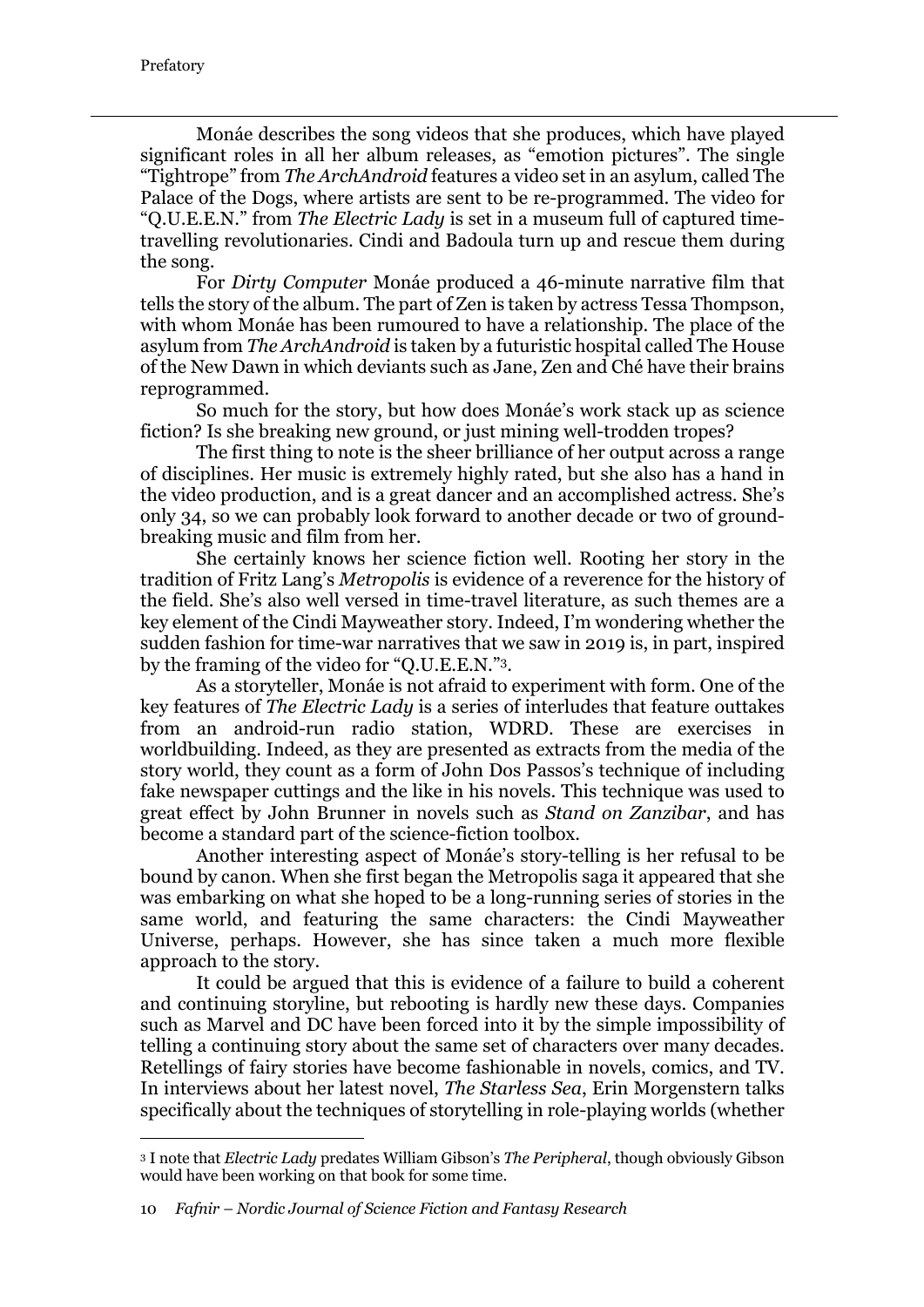Monáe describes the song videos that she produces, which have played significant roles in all her album releases, as "emotion pictures". The single "Tightrope" from *The ArchAndroid* features a video set in an asylum, called The Palace of the Dogs, where artists are sent to be re-programmed. The video for "Q.U.E.E.N." from *The Electric Lady* is set in a museum full of captured time-travelling revolutionaries. Cindi and Badoula turn up and rescue them during the song.

For *Dirty Computer* Monáe produced a 46-minute narrative film that tells the story of the album. The part of Zen is taken by actress Tessa Thompson, with whom Monáe has been rumoured to have a relationship. The place of the asylum from *The ArchAndroid* is taken by a futuristic hospital called The House of the New Dawn in which deviants such as Jane, Zen and Ché have their brains reprogrammed.

So much for the story, but how does Monáe's work stack up as science fiction? Is she breaking new ground, or just mining well-trodden tropes?

The first thing to note is the sheer brilliance of her output across a range of disciplines. Her music is extremely highly rated, but she also has a hand in the video production, and is a great dancer and an accomplished actress. She's only 34, so we can probably look forward to another decade or two of ground-breaking music and film from her.

She certainly knows her science fiction well. Rooting her story in the tradition of Fritz Lang's *Metropolis* is evidence of a reverence for the history of the field. She's also well versed in time-travel literature, as such themes are a key element of the Cindi Mayweather story. Indeed, I'm wondering whether the sudden fashion for time-war narratives that we saw in 2019 is, in part, inspired by the framing of the video for "Q.U.E.E.N."[3].

As a storyteller, Monáe is not afraid to experiment with form. One of the key features of *The Electric Lady* is a series of interludes that feature outtakes from an android-run radio station, WDRD. These are exercises in worldbuilding. Indeed, as they are presented as extracts from the media of the story world, they count as a form of John Dos Passos's technique of including fake newspaper cuttings and the like in his novels. This technique was used to great effect by John Brunner in novels such as *Stand on Zanzibar*, and has become a standard part of the science-fiction toolbox.

Another interesting aspect of Monáe's story-telling is her refusal to be bound by canon. When she first began the Metropolis saga it appeared that she was embarking on what she hoped to be a long-running series of stories in the same world, and featuring the same characters: the Cindi Mayweather Universe, perhaps. However, she has since taken a much more flexible approach to the story.

It could be argued that this is evidence of a failure to build a coherent and continuing storyline, but rebooting is hardly new these days. Companies such as Marvel and DC have been forced into it by the simple impossibility of telling a continuing story about the same set of characters over many decades. Retellings of fairy stories have become fashionable in novels, comics, and TV. In interviews about her latest novel, *The Starless Sea*, Erin Morgenstern talks specifically about the techniques of storytelling in role-playing worlds (whether

[3] I note that *Electric Lady* predates William Gibson's *The Peripheral*, though obviously Gibson would have been working on that book for some time.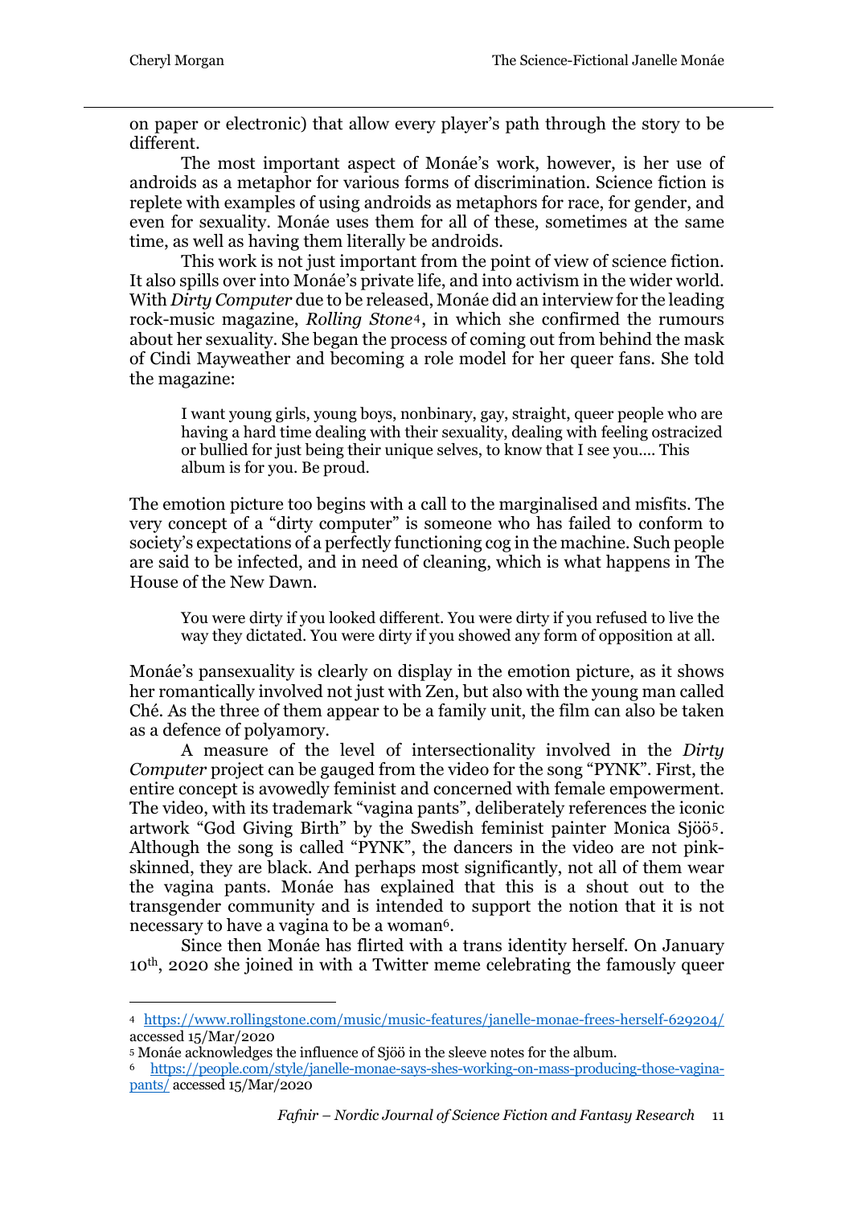on paper or electronic) that allow every player's path through the story to be different.

The most important aspect of Monáe's work, however, is her use of androids as a metaphor for various forms of discrimination. Science fiction is replete with examples of using androids as metaphors for race, for gender, and even for sexuality. Monáe uses them for all of these, sometimes at the same time, as well as having them literally be androids.

This work is not just important from the point of view of science fiction. It also spills over into Monáe's private life, and into activism in the wider world. With *Dirty Computer* due to be released, Monáe did an interview for the leading rock-music magazine, *Rolling Stone*[4], in which she confirmed the rumours about her sexuality. She began the process of coming out from behind the mask of Cindi Mayweather and becoming a role model for her queer fans. She told the magazine:

> I want young girls, young boys, nonbinary, gay, straight, queer people who are having a hard time dealing with their sexuality, dealing with feeling ostracized or bullied for just being their unique selves, to know that I see you.... This album is for you. Be proud.

The emotion picture too begins with a call to the marginalised and misfits. The very concept of a "dirty computer" is someone who has failed to conform to society's expectations of a perfectly functioning cog in the machine. Such people are said to be infected, and in need of cleaning, which is what happens in The House of the New Dawn.

> You were dirty if you looked different. You were dirty if you refused to live the way they dictated. You were dirty if you showed any form of opposition at all.

Monáe's pansexuality is clearly on display in the emotion picture, as it shows her romantically involved not just with Zen, but also with the young man called Ché. As the three of them appear to be a family unit, the film can also be taken as a defence of polyamory.

A measure of the level of intersectionality involved in the *Dirty Computer* project can be gauged from the video for the song "PYNK". First, the entire concept is avowedly feminist and concerned with female empowerment. The video, with its trademark "vagina pants", deliberately references the iconic artwork "God Giving Birth" by the Swedish feminist painter Monica Sjöö[5]. Although the song is called "PYNK", the dancers in the video are not pink-skinned, they are black. And perhaps most significantly, not all of them wear the vagina pants. Monáe has explained that this is a shout out to the transgender community and is intended to support the notion that it is not necessary to have a vagina to be a woman[6].

Since then Monáe has flirted with a trans identity herself. On January 10th, 2020 she joined in with a Twitter meme celebrating the famously queer

---

[4] https://www.rollingstone.com/music/music-features/janelle-monae-frees-herself-629204/ accessed 15/Mar/2020

[5] Monáe acknowledges the influence of Sjöö in the sleeve notes for the album.

[6] https://people.com/style/janelle-monae-says-shes-working-on-mass-producing-those-vagina-pants/ accessed 15/Mar/2020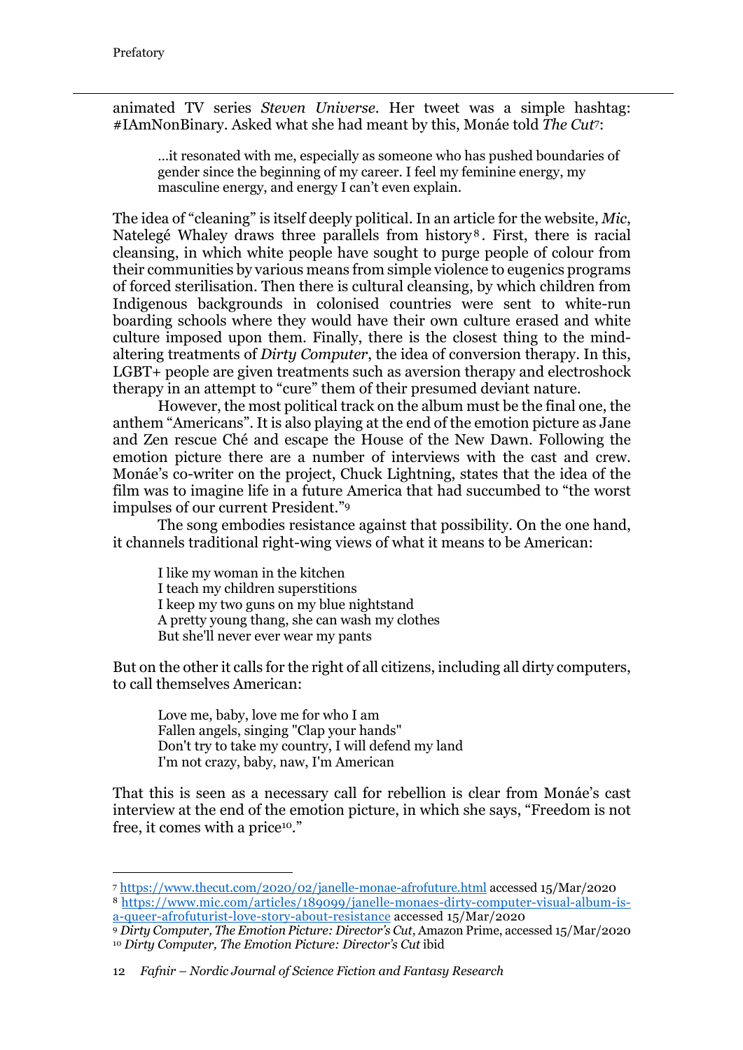animated TV series *Steven Universe*. Her tweet was a simple hashtag: #IAmNonBinary. Asked what she had meant by this, Monáe told *The Cut*[7]:

> …it resonated with me, especially as someone who has pushed boundaries of gender since the beginning of my career. I feel my feminine energy, my masculine energy, and energy I can't even explain.

The idea of "cleaning" is itself deeply political. In an article for the website, *Mic*, Natelegé Whaley draws three parallels from history[8]. First, there is racial cleansing, in which white people have sought to purge people of colour from their communities by various means from simple violence to eugenics programs of forced sterilisation. Then there is cultural cleansing, by which children from Indigenous backgrounds in colonised countries were sent to white-run boarding schools where they would have their own culture erased and white culture imposed upon them. Finally, there is the closest thing to the mind-altering treatments of *Dirty Computer*, the idea of conversion therapy. In this, LGBT+ people are given treatments such as aversion therapy and electroshock therapy in an attempt to "cure" them of their presumed deviant nature.

However, the most political track on the album must be the final one, the anthem "Americans". It is also playing at the end of the emotion picture as Jane and Zen rescue Ché and escape the House of the New Dawn. Following the emotion picture there are a number of interviews with the cast and crew. Monáe's co-writer on the project, Chuck Lightning, states that the idea of the film was to imagine life in a future America that had succumbed to "the worst impulses of our current President."[9]

The song embodies resistance against that possibility. On the one hand, it channels traditional right-wing views of what it means to be American:

> I like my woman in the kitchen
> I teach my children superstitions
> I keep my two guns on my blue nightstand
> A pretty young thang, she can wash my clothes
> But she'll never ever wear my pants

But on the other it calls for the right of all citizens, including all dirty computers, to call themselves American:

> Love me, baby, love me for who I am
> Fallen angels, singing "Clap your hands"
> Don't try to take my country, I will defend my land
> I'm not crazy, baby, naw, I'm American

That this is seen as a necessary call for rebellion is clear from Monáe's cast interview at the end of the emotion picture, in which she says, "Freedom is not free, it comes with a price[10]."

---

[7] https://www.thecut.com/2020/02/janelle-monae-afrofuture.html accessed 15/Mar/2020

[8] https://www.mic.com/articles/189099/janelle-monaes-dirty-computer-visual-album-is-a-queer-afrofuturist-love-story-about-resistance accessed 15/Mar/2020

[9] *Dirty Computer, The Emotion Picture: Director's Cut*, Amazon Prime, accessed 15/Mar/2020

[10] *Dirty Computer, The Emotion Picture: Director's Cut* ibid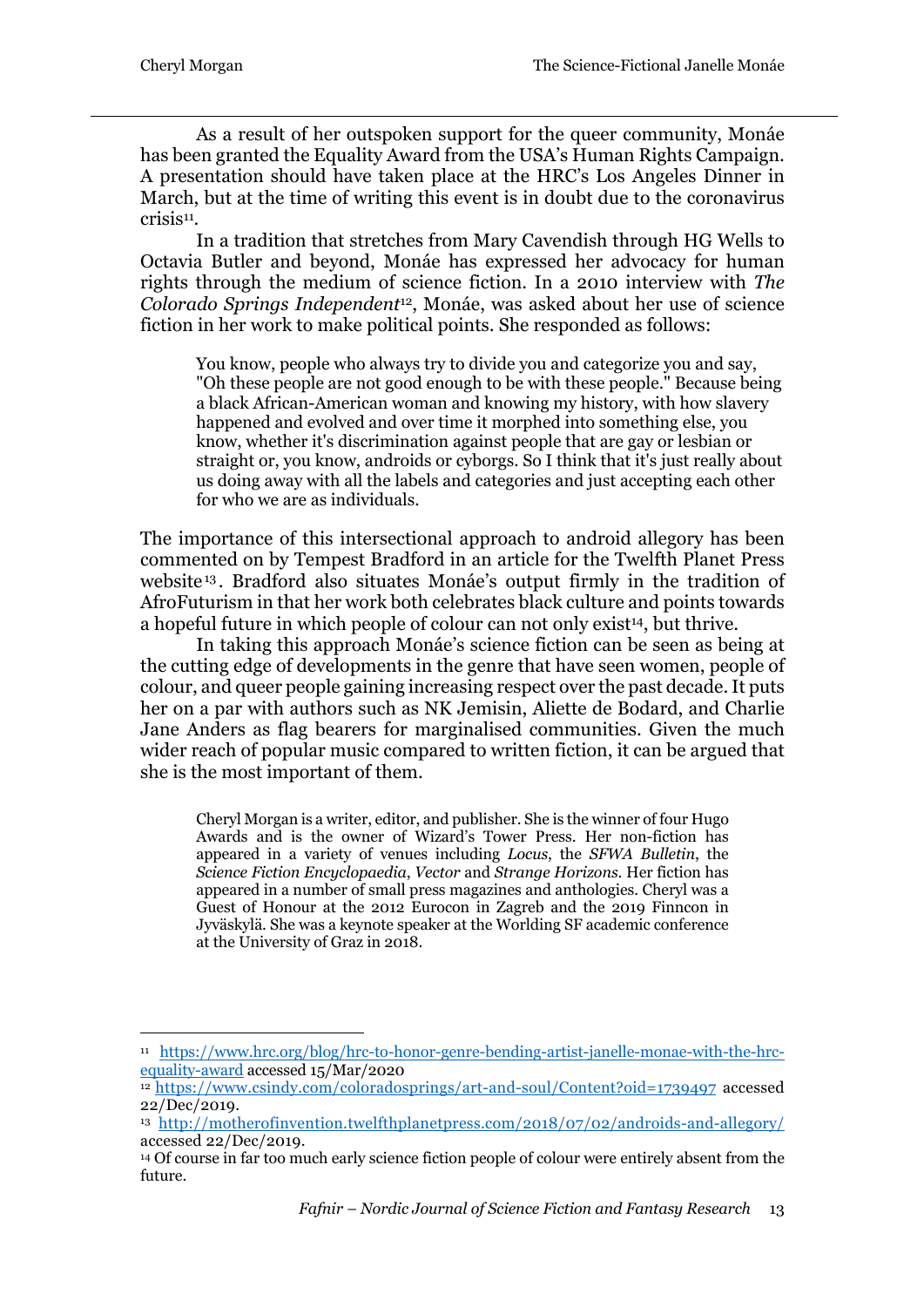As a result of her outspoken support for the queer community, Monáe has been granted the Equality Award from the USA's Human Rights Campaign. A presentation should have taken place at the HRC's Los Angeles Dinner in March, but at the time of writing this event is in doubt due to the coronavirus crisis[11].

In a tradition that stretches from Mary Cavendish through HG Wells to Octavia Butler and beyond, Monáe has expressed her advocacy for human rights through the medium of science fiction. In a 2010 interview with *The Colorado Springs Independent*[12], Monáe, was asked about her use of science fiction in her work to make political points. She responded as follows:

> You know, people who always try to divide you and categorize you and say, "Oh these people are not good enough to be with these people." Because being a black African-American woman and knowing my history, with how slavery happened and evolved and over time it morphed into something else, you know, whether it's discrimination against people that are gay or lesbian or straight or, you know, androids or cyborgs. So I think that it's just really about us doing away with all the labels and categories and just accepting each other for who we are as individuals.

The importance of this intersectional approach to android allegory has been commented on by Tempest Bradford in an article for the Twelfth Planet Press website[13]. Bradford also situates Monáe's output firmly in the tradition of AfroFuturism in that her work both celebrates black culture and points towards a hopeful future in which people of colour can not only exist[14], but thrive.

In taking this approach Monáe's science fiction can be seen as being at the cutting edge of developments in the genre that have seen women, people of colour, and queer people gaining increasing respect over the past decade. It puts her on a par with authors such as NK Jemisin, Aliette de Bodard, and Charlie Jane Anders as flag bearers for marginalised communities. Given the much wider reach of popular music compared to written fiction, it can be argued that she is the most important of them.

> Cheryl Morgan is a writer, editor, and publisher. She is the winner of four Hugo Awards and is the owner of Wizard's Tower Press. Her non-fiction has appeared in a variety of venues including *Locus*, the *SFWA Bulletin*, the *Science Fiction Encyclopaedia*, *Vector* and *Strange Horizons*. Her fiction has appeared in a number of small press magazines and anthologies. Cheryl was a Guest of Honour at the 2012 Eurocon in Zagreb and the 2019 Finncon in Jyväskylä. She was a keynote speaker at the Worlding SF academic conference at the University of Graz in 2018.

---

[11] https://www.hrc.org/blog/hrc-to-honor-genre-bending-artist-janelle-monae-with-the-hrc-equality-award accessed 15/Mar/2020

[12] https://www.csindy.com/coloradosprings/art-and-soul/Content?oid=1739497 accessed 22/Dec/2019.

[13] http://motherofinvention.twelfthplanetpress.com/2018/07/02/androids-and-allegory/ accessed 22/Dec/2019.

[14] Of course in far too much early science fiction people of colour were entirely absent from the future.